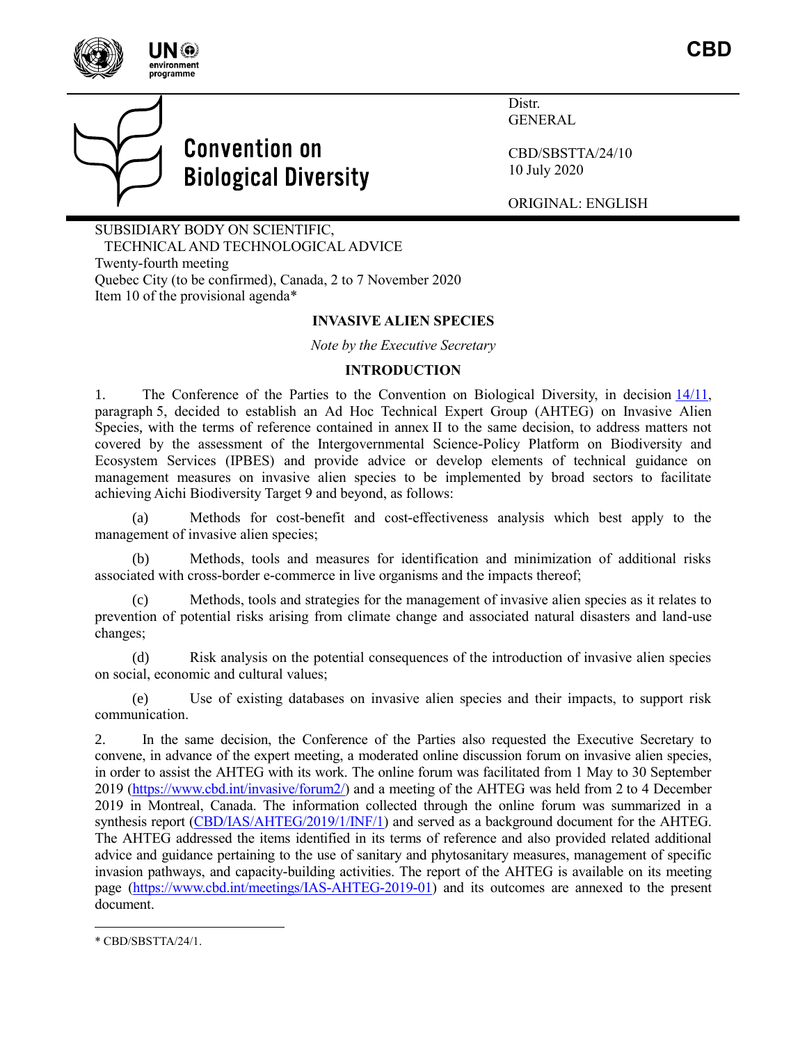CBD

Distr.
GENERAL

CBD/SBSTTA/24/10
10 July 2020

ORIGINAL: ENGLISH

# Convention on Biological Diversity

SUBSIDIARY BODY ON SCIENTIFIC, TECHNICAL AND TECHNOLOGICAL ADVICE
Twenty-fourth meeting
Quebec City (to be confirmed), Canada, 2 to 7 November 2020
Item 10 of the provisional agenda*

## INVASIVE ALIEN SPECIES

*Note by the Executive Secretary*

## INTRODUCTION

1. The Conference of the Parties to the Convention on Biological Diversity, in decision [14/11](), paragraph 5, decided to establish an Ad Hoc Technical Expert Group (AHTEG) on Invasive Alien Species, with the terms of reference contained in annex II to the same decision, to address matters not covered by the assessment of the Intergovernmental Science-Policy Platform on Biodiversity and Ecosystem Services (IPBES) and provide advice or develop elements of technical guidance on management measures on invasive alien species to be implemented by broad sectors to facilitate achieving Aichi Biodiversity Target 9 and beyond, as follows:

(a) Methods for cost-benefit and cost-effectiveness analysis which best apply to the management of invasive alien species;

(b) Methods, tools and measures for identification and minimization of additional risks associated with cross-border e-commerce in live organisms and the impacts thereof;

(c) Methods, tools and strategies for the management of invasive alien species as it relates to prevention of potential risks arising from climate change and associated natural disasters and land-use changes;

(d) Risk analysis on the potential consequences of the introduction of invasive alien species on social, economic and cultural values;

(e) Use of existing databases on invasive alien species and their impacts, to support risk communication.

2. In the same decision, the Conference of the Parties also requested the Executive Secretary to convene, in advance of the expert meeting, a moderated online discussion forum on invasive alien species, in order to assist the AHTEG with its work. The online forum was facilitated from 1 May to 30 September 2019 (https://www.cbd.int/invasive/forum2/) and a meeting of the AHTEG was held from 2 to 4 December 2019 in Montreal, Canada. The information collected through the online forum was summarized in a synthesis report (CBD/IAS/AHTEG/2019/1/INF/1) and served as a background document for the AHTEG. The AHTEG addressed the items identified in its terms of reference and also provided related additional advice and guidance pertaining to the use of sanitary and phytosanitary measures, management of specific invasion pathways, and capacity-building activities. The report of the AHTEG is available on its meeting page (https://www.cbd.int/meetings/IAS-AHTEG-2019-01) and its outcomes are annexed to the present document.

---

\* CBD/SBSTTA/24/1.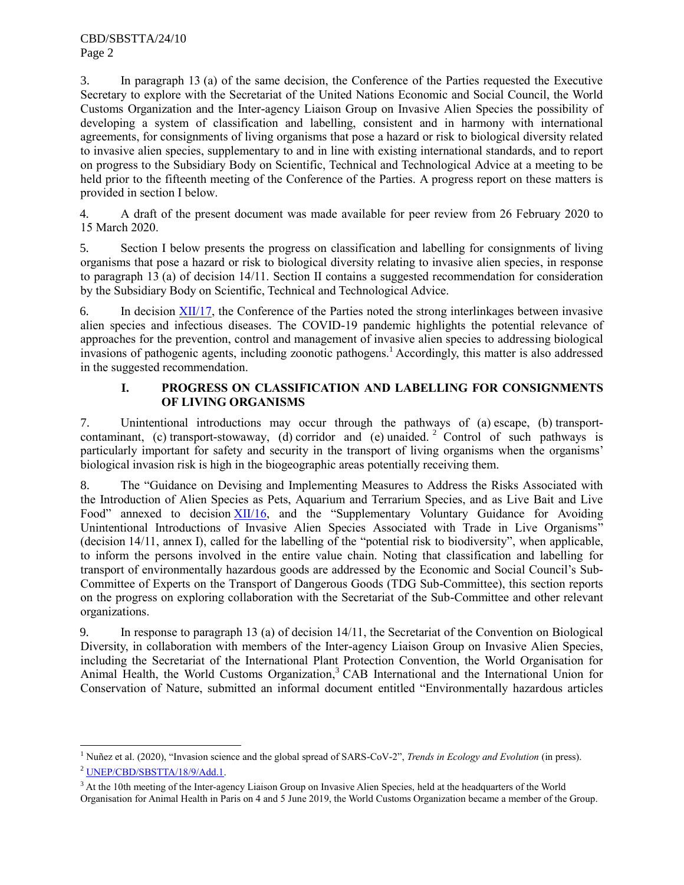3. In paragraph 13 (a) of the same decision, the Conference of the Parties requested the Executive Secretary to explore with the Secretariat of the United Nations Economic and Social Council, the World Customs Organization and the Inter-agency Liaison Group on Invasive Alien Species the possibility of developing a system of classification and labelling, consistent and in harmony with international agreements, for consignments of living organisms that pose a hazard or risk to biological diversity related to invasive alien species, supplementary to and in line with existing international standards, and to report on progress to the Subsidiary Body on Scientific, Technical and Technological Advice at a meeting to be held prior to the fifteenth meeting of the Conference of the Parties. A progress report on these matters is provided in section I below.

4. A draft of the present document was made available for peer review from 26 February 2020 to 15 March 2020.

5. Section I below presents the progress on classification and labelling for consignments of living organisms that pose a hazard or risk to biological diversity relating to invasive alien species, in response to paragraph 13 (a) of decision 14/11. Section II contains a suggested recommendation for consideration by the Subsidiary Body on Scientific, Technical and Technological Advice.

6. In decision XII/17, the Conference of the Parties noted the strong interlinkages between invasive alien species and infectious diseases. The COVID-19 pandemic highlights the potential relevance of approaches for the prevention, control and management of invasive alien species to addressing biological invasions of pathogenic agents, including zoonotic pathogens.[1] Accordingly, this matter is also addressed in the suggested recommendation.

## I. PROGRESS ON CLASSIFICATION AND LABELLING FOR CONSIGNMENTS OF LIVING ORGANISMS

7. Unintentional introductions may occur through the pathways of (a) escape, (b) transport-contaminant, (c) transport-stowaway, (d) corridor and (e) unaided.[2] Control of such pathways is particularly important for safety and security in the transport of living organisms when the organisms' biological invasion risk is high in the biogeographic areas potentially receiving them.

8. The "Guidance on Devising and Implementing Measures to Address the Risks Associated with the Introduction of Alien Species as Pets, Aquarium and Terrarium Species, and as Live Bait and Live Food" annexed to decision XII/16, and the "Supplementary Voluntary Guidance for Avoiding Unintentional Introductions of Invasive Alien Species Associated with Trade in Live Organisms" (decision 14/11, annex I), called for the labelling of the "potential risk to biodiversity", when applicable, to inform the persons involved in the entire value chain. Noting that classification and labelling for transport of environmentally hazardous goods are addressed by the Economic and Social Council's Sub-Committee of Experts on the Transport of Dangerous Goods (TDG Sub-Committee), this section reports on the progress on exploring collaboration with the Secretariat of the Sub-Committee and other relevant organizations.

9. In response to paragraph 13 (a) of decision 14/11, the Secretariat of the Convention on Biological Diversity, in collaboration with members of the Inter-agency Liaison Group on Invasive Alien Species, including the Secretariat of the International Plant Protection Convention, the World Organisation for Animal Health, the World Customs Organization,[3] CAB International and the International Union for Conservation of Nature, submitted an informal document entitled "Environmentally hazardous articles

---

[1] Nuñez et al. (2020), "Invasion science and the global spread of SARS-CoV-2", *Trends in Ecology and Evolution* (in press).

[2] UNEP/CBD/SBSTTA/18/9/Add.1.

[3] At the 10th meeting of the Inter-agency Liaison Group on Invasive Alien Species, held at the headquarters of the World Organisation for Animal Health in Paris on 4 and 5 June 2019, the World Customs Organization became a member of the Group.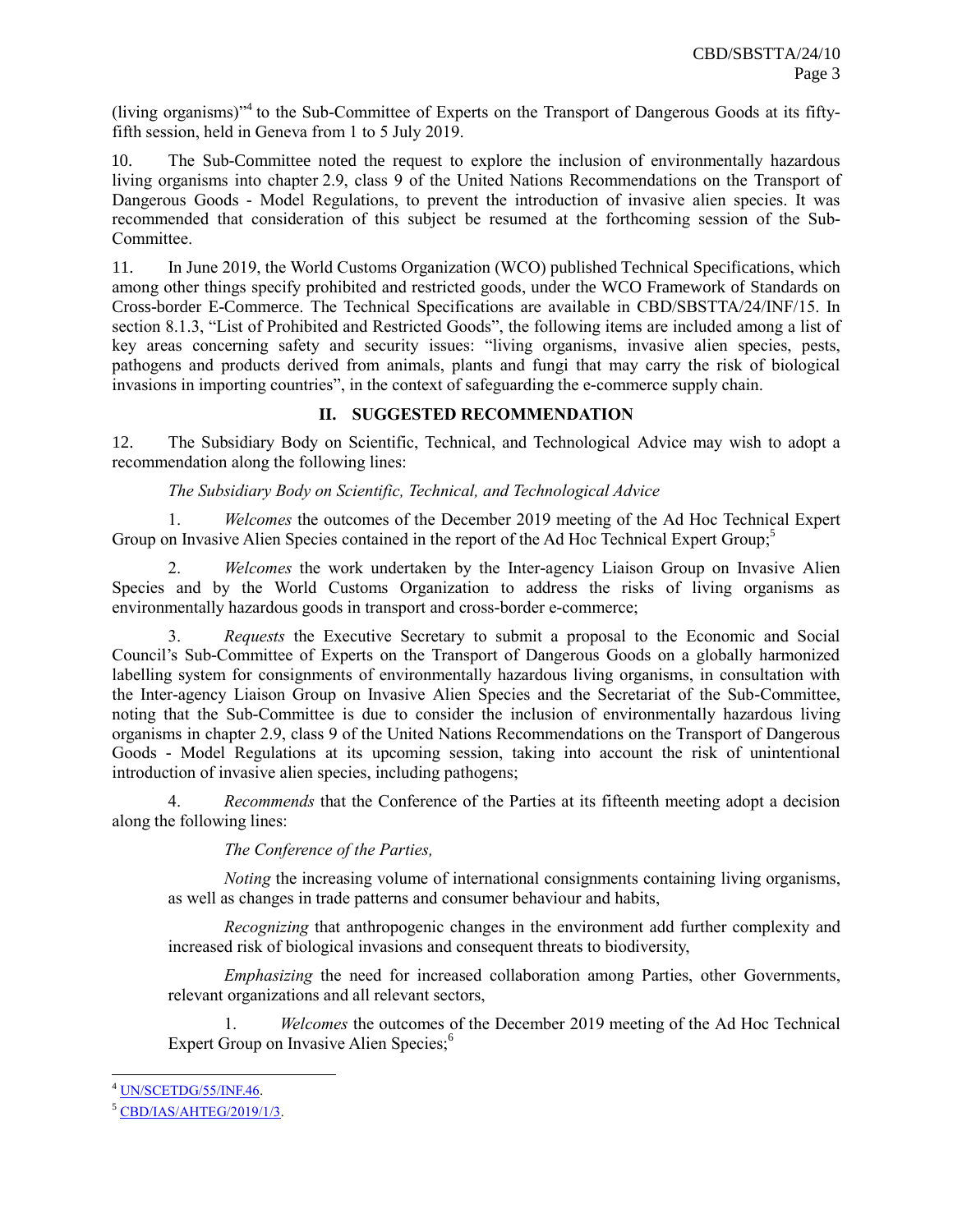(living organisms)"[4] to the Sub-Committee of Experts on the Transport of Dangerous Goods at its fifty-fifth session, held in Geneva from 1 to 5 July 2019.

10. The Sub-Committee noted the request to explore the inclusion of environmentally hazardous living organisms into chapter 2.9, class 9 of the United Nations Recommendations on the Transport of Dangerous Goods - Model Regulations, to prevent the introduction of invasive alien species. It was recommended that consideration of this subject be resumed at the forthcoming session of the Sub-Committee.

11. In June 2019, the World Customs Organization (WCO) published Technical Specifications, which among other things specify prohibited and restricted goods, under the WCO Framework of Standards on Cross-border E-Commerce. The Technical Specifications are available in CBD/SBSTTA/24/INF/15. In section 8.1.3, "List of Prohibited and Restricted Goods", the following items are included among a list of key areas concerning safety and security issues: "living organisms, invasive alien species, pests, pathogens and products derived from animals, plants and fungi that may carry the risk of biological invasions in importing countries", in the context of safeguarding the e-commerce supply chain.

## II. SUGGESTED RECOMMENDATION

12. The Subsidiary Body on Scientific, Technical, and Technological Advice may wish to adopt a recommendation along the following lines:

*The Subsidiary Body on Scientific, Technical, and Technological Advice*

1. *Welcomes* the outcomes of the December 2019 meeting of the Ad Hoc Technical Expert Group on Invasive Alien Species contained in the report of the Ad Hoc Technical Expert Group;[5]

2. *Welcomes* the work undertaken by the Inter-agency Liaison Group on Invasive Alien Species and by the World Customs Organization to address the risks of living organisms as environmentally hazardous goods in transport and cross-border e-commerce;

3. *Requests* the Executive Secretary to submit a proposal to the Economic and Social Council's Sub-Committee of Experts on the Transport of Dangerous Goods on a globally harmonized labelling system for consignments of environmentally hazardous living organisms, in consultation with the Inter-agency Liaison Group on Invasive Alien Species and the Secretariat of the Sub-Committee, noting that the Sub-Committee is due to consider the inclusion of environmentally hazardous living organisms in chapter 2.9, class 9 of the United Nations Recommendations on the Transport of Dangerous Goods - Model Regulations at its upcoming session, taking into account the risk of unintentional introduction of invasive alien species, including pathogens;

4. *Recommends* that the Conference of the Parties at its fifteenth meeting adopt a decision along the following lines:

*The Conference of the Parties,*

*Noting* the increasing volume of international consignments containing living organisms, as well as changes in trade patterns and consumer behaviour and habits,

*Recognizing* that anthropogenic changes in the environment add further complexity and increased risk of biological invasions and consequent threats to biodiversity,

*Emphasizing* the need for increased collaboration among Parties, other Governments, relevant organizations and all relevant sectors,

1. *Welcomes* the outcomes of the December 2019 meeting of the Ad Hoc Technical Expert Group on Invasive Alien Species;[6]

---

[4] UN/SCETDG/55/INF.46.

[5] CBD/IAS/AHTEG/2019/1/3.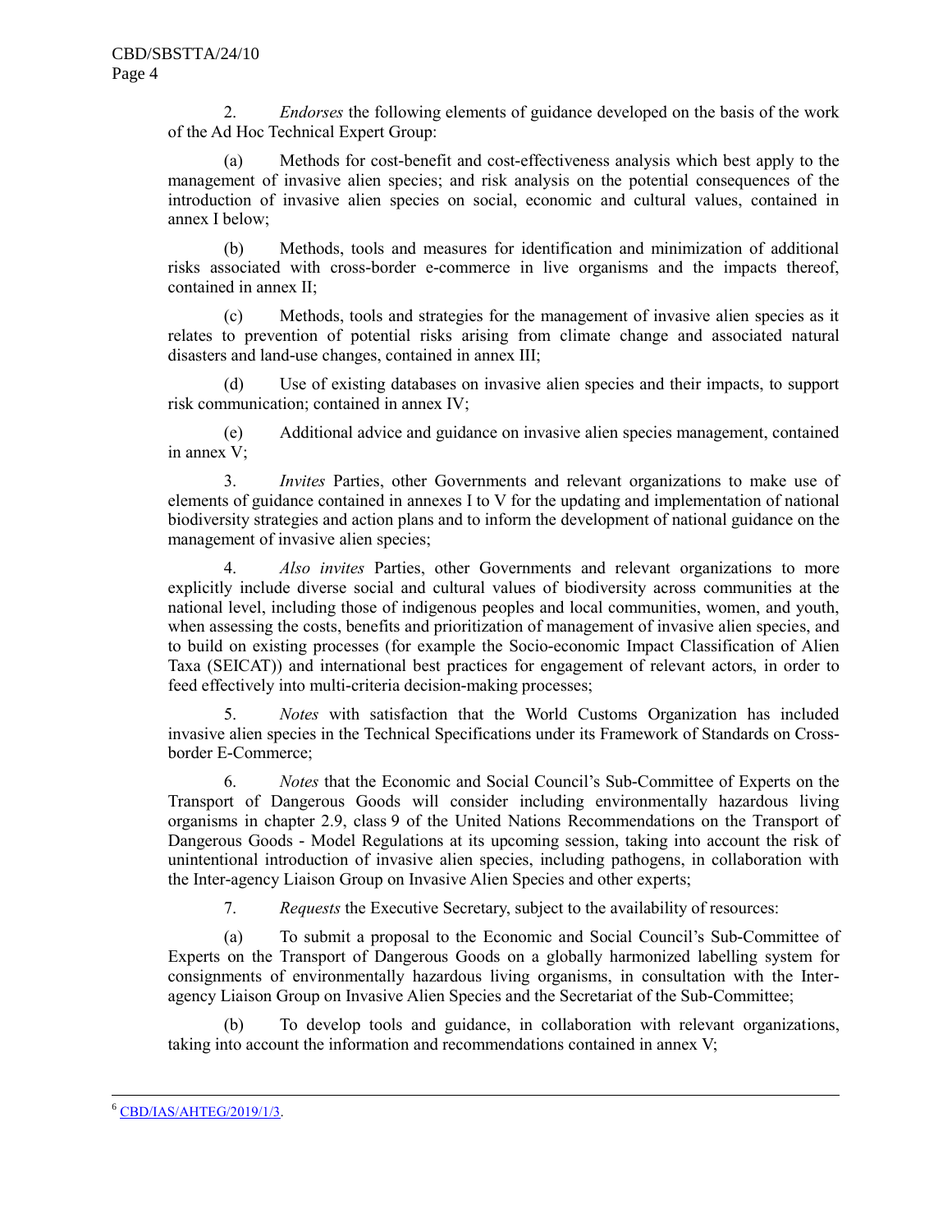2. *Endorses* the following elements of guidance developed on the basis of the work of the Ad Hoc Technical Expert Group:

(a) Methods for cost-benefit and cost-effectiveness analysis which best apply to the management of invasive alien species; and risk analysis on the potential consequences of the introduction of invasive alien species on social, economic and cultural values, contained in annex I below;

(b) Methods, tools and measures for identification and minimization of additional risks associated with cross-border e-commerce in live organisms and the impacts thereof, contained in annex II;

(c) Methods, tools and strategies for the management of invasive alien species as it relates to prevention of potential risks arising from climate change and associated natural disasters and land-use changes, contained in annex III;

(d) Use of existing databases on invasive alien species and their impacts, to support risk communication; contained in annex IV;

(e) Additional advice and guidance on invasive alien species management, contained in annex V;

3. *Invites* Parties, other Governments and relevant organizations to make use of elements of guidance contained in annexes I to V for the updating and implementation of national biodiversity strategies and action plans and to inform the development of national guidance on the management of invasive alien species;

4. *Also invites* Parties, other Governments and relevant organizations to more explicitly include diverse social and cultural values of biodiversity across communities at the national level, including those of indigenous peoples and local communities, women, and youth, when assessing the costs, benefits and prioritization of management of invasive alien species, and to build on existing processes (for example the Socio-economic Impact Classification of Alien Taxa (SEICAT)) and international best practices for engagement of relevant actors, in order to feed effectively into multi-criteria decision-making processes;

5. *Notes* with satisfaction that the World Customs Organization has included invasive alien species in the Technical Specifications under its Framework of Standards on Cross-border E-Commerce;

6. *Notes* that the Economic and Social Council's Sub-Committee of Experts on the Transport of Dangerous Goods will consider including environmentally hazardous living organisms in chapter 2.9, class 9 of the United Nations Recommendations on the Transport of Dangerous Goods - Model Regulations at its upcoming session, taking into account the risk of unintentional introduction of invasive alien species, including pathogens, in collaboration with the Inter-agency Liaison Group on Invasive Alien Species and other experts;

7. *Requests* the Executive Secretary, subject to the availability of resources:

(a) To submit a proposal to the Economic and Social Council's Sub-Committee of Experts on the Transport of Dangerous Goods on a globally harmonized labelling system for consignments of environmentally hazardous living organisms, in consultation with the Inter-agency Liaison Group on Invasive Alien Species and the Secretariat of the Sub-Committee;

(b) To develop tools and guidance, in collaboration with relevant organizations, taking into account the information and recommendations contained in annex V;

---

[6] CBD/IAS/AHTEG/2019/1/3.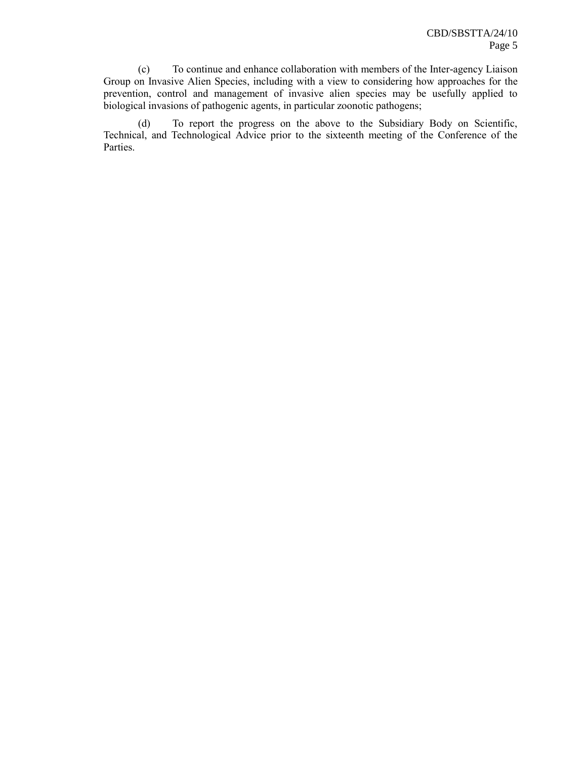(c) To continue and enhance collaboration with members of the Inter-agency Liaison Group on Invasive Alien Species, including with a view to considering how approaches for the prevention, control and management of invasive alien species may be usefully applied to biological invasions of pathogenic agents, in particular zoonotic pathogens;

(d) To report the progress on the above to the Subsidiary Body on Scientific, Technical, and Technological Advice prior to the sixteenth meeting of the Conference of the Parties.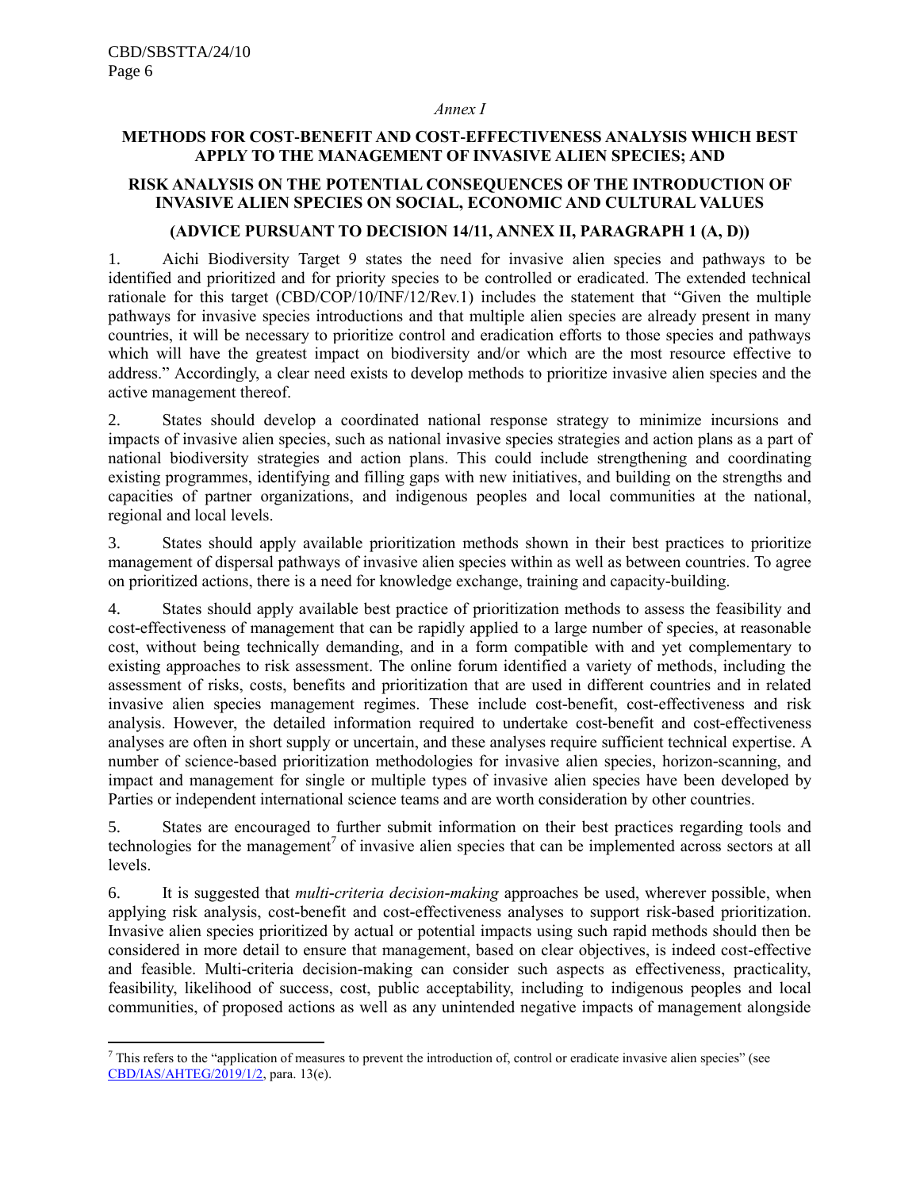*Annex I*

## METHODS FOR COST-BENEFIT AND COST-EFFECTIVENESS ANALYSIS WHICH BEST APPLY TO THE MANAGEMENT OF INVASIVE ALIEN SPECIES; AND

## RISK ANALYSIS ON THE POTENTIAL CONSEQUENCES OF THE INTRODUCTION OF INVASIVE ALIEN SPECIES ON SOCIAL, ECONOMIC AND CULTURAL VALUES

### (ADVICE PURSUANT TO DECISION 14/11, ANNEX II, PARAGRAPH 1 (A, D))

1. Aichi Biodiversity Target 9 states the need for invasive alien species and pathways to be identified and prioritized and for priority species to be controlled or eradicated. The extended technical rationale for this target (CBD/COP/10/INF/12/Rev.1) includes the statement that "Given the multiple pathways for invasive species introductions and that multiple alien species are already present in many countries, it will be necessary to prioritize control and eradication efforts to those species and pathways which will have the greatest impact on biodiversity and/or which are the most resource effective to address." Accordingly, a clear need exists to develop methods to prioritize invasive alien species and the active management thereof.

2. States should develop a coordinated national response strategy to minimize incursions and impacts of invasive alien species, such as national invasive species strategies and action plans as a part of national biodiversity strategies and action plans. This could include strengthening and coordinating existing programmes, identifying and filling gaps with new initiatives, and building on the strengths and capacities of partner organizations, and indigenous peoples and local communities at the national, regional and local levels.

3. States should apply available prioritization methods shown in their best practices to prioritize management of dispersal pathways of invasive alien species within as well as between countries. To agree on prioritized actions, there is a need for knowledge exchange, training and capacity-building.

4. States should apply available best practice of prioritization methods to assess the feasibility and cost-effectiveness of management that can be rapidly applied to a large number of species, at reasonable cost, without being technically demanding, and in a form compatible with and yet complementary to existing approaches to risk assessment. The online forum identified a variety of methods, including the assessment of risks, costs, benefits and prioritization that are used in different countries and in related invasive alien species management regimes. These include cost-benefit, cost-effectiveness and risk analysis. However, the detailed information required to undertake cost-benefit and cost-effectiveness analyses are often in short supply or uncertain, and these analyses require sufficient technical expertise. A number of science-based prioritization methodologies for invasive alien species, horizon-scanning, and impact and management for single or multiple types of invasive alien species have been developed by Parties or independent international science teams and are worth consideration by other countries.

5. States are encouraged to further submit information on their best practices regarding tools and technologies for the management[7] of invasive alien species that can be implemented across sectors at all levels.

6. It is suggested that *multi-criteria decision-making* approaches be used, wherever possible, when applying risk analysis, cost-benefit and cost-effectiveness analyses to support risk-based prioritization. Invasive alien species prioritized by actual or potential impacts using such rapid methods should then be considered in more detail to ensure that management, based on clear objectives, is indeed cost-effective and feasible. Multi-criteria decision-making can consider such aspects as effectiveness, practicality, feasibility, likelihood of success, cost, public acceptability, including to indigenous peoples and local communities, of proposed actions as well as any unintended negative impacts of management alongside

---

[7] This refers to the "application of measures to prevent the introduction of, control or eradicate invasive alien species" (see CBD/IAS/AHTEG/2019/1/2, para. 13(e).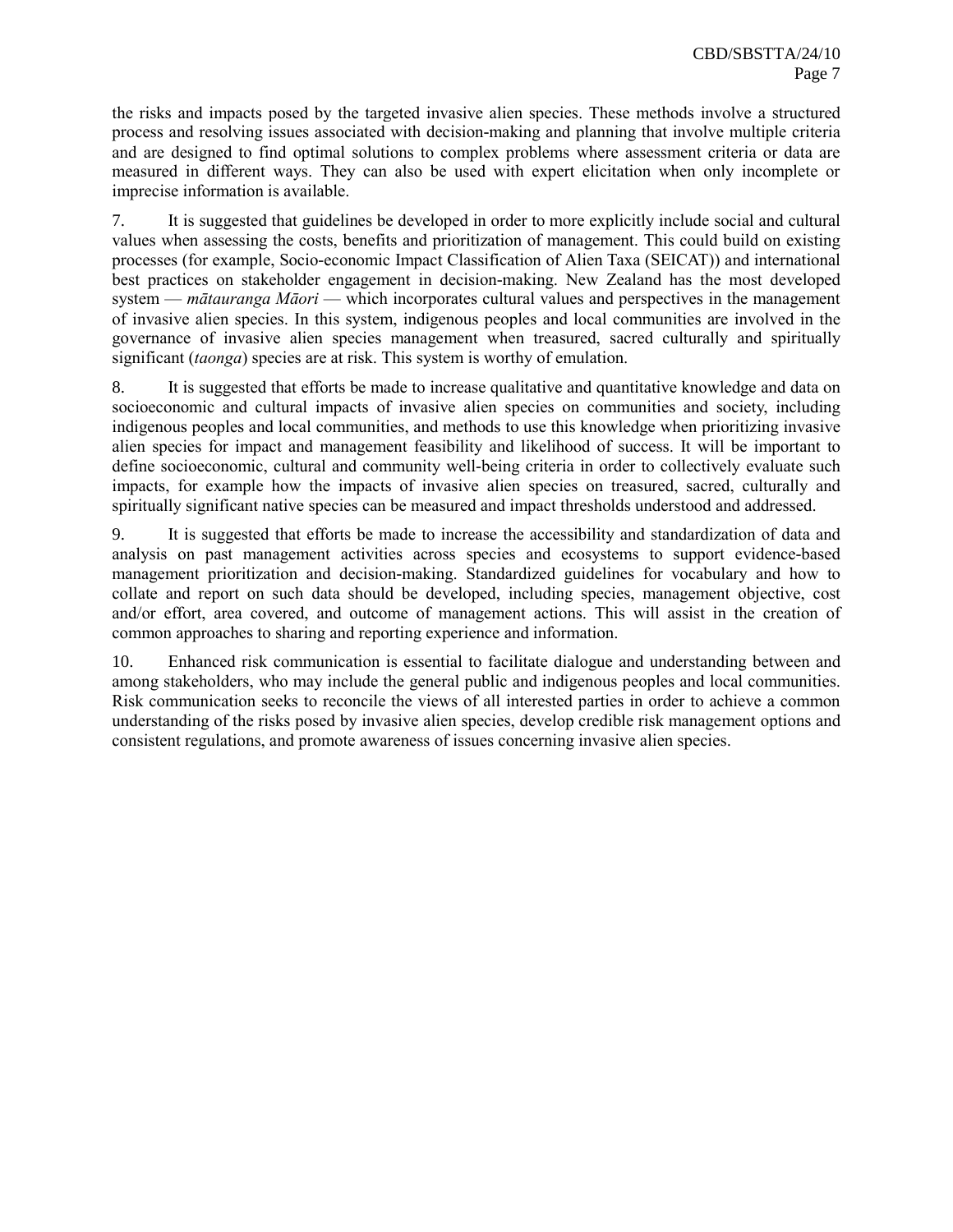the risks and impacts posed by the targeted invasive alien species. These methods involve a structured process and resolving issues associated with decision-making and planning that involve multiple criteria and are designed to find optimal solutions to complex problems where assessment criteria or data are measured in different ways. They can also be used with expert elicitation when only incomplete or imprecise information is available.

7. It is suggested that guidelines be developed in order to more explicitly include social and cultural values when assessing the costs, benefits and prioritization of management. This could build on existing processes (for example, Socio-economic Impact Classification of Alien Taxa (SEICAT)) and international best practices on stakeholder engagement in decision-making. New Zealand has the most developed system — *mātauranga Māori* — which incorporates cultural values and perspectives in the management of invasive alien species. In this system, indigenous peoples and local communities are involved in the governance of invasive alien species management when treasured, sacred culturally and spiritually significant (*taonga*) species are at risk. This system is worthy of emulation.

8. It is suggested that efforts be made to increase qualitative and quantitative knowledge and data on socioeconomic and cultural impacts of invasive alien species on communities and society, including indigenous peoples and local communities, and methods to use this knowledge when prioritizing invasive alien species for impact and management feasibility and likelihood of success. It will be important to define socioeconomic, cultural and community well-being criteria in order to collectively evaluate such impacts, for example how the impacts of invasive alien species on treasured, sacred, culturally and spiritually significant native species can be measured and impact thresholds understood and addressed.

9. It is suggested that efforts be made to increase the accessibility and standardization of data and analysis on past management activities across species and ecosystems to support evidence-based management prioritization and decision-making. Standardized guidelines for vocabulary and how to collate and report on such data should be developed, including species, management objective, cost and/or effort, area covered, and outcome of management actions. This will assist in the creation of common approaches to sharing and reporting experience and information.

10. Enhanced risk communication is essential to facilitate dialogue and understanding between and among stakeholders, who may include the general public and indigenous peoples and local communities. Risk communication seeks to reconcile the views of all interested parties in order to achieve a common understanding of the risks posed by invasive alien species, develop credible risk management options and consistent regulations, and promote awareness of issues concerning invasive alien species.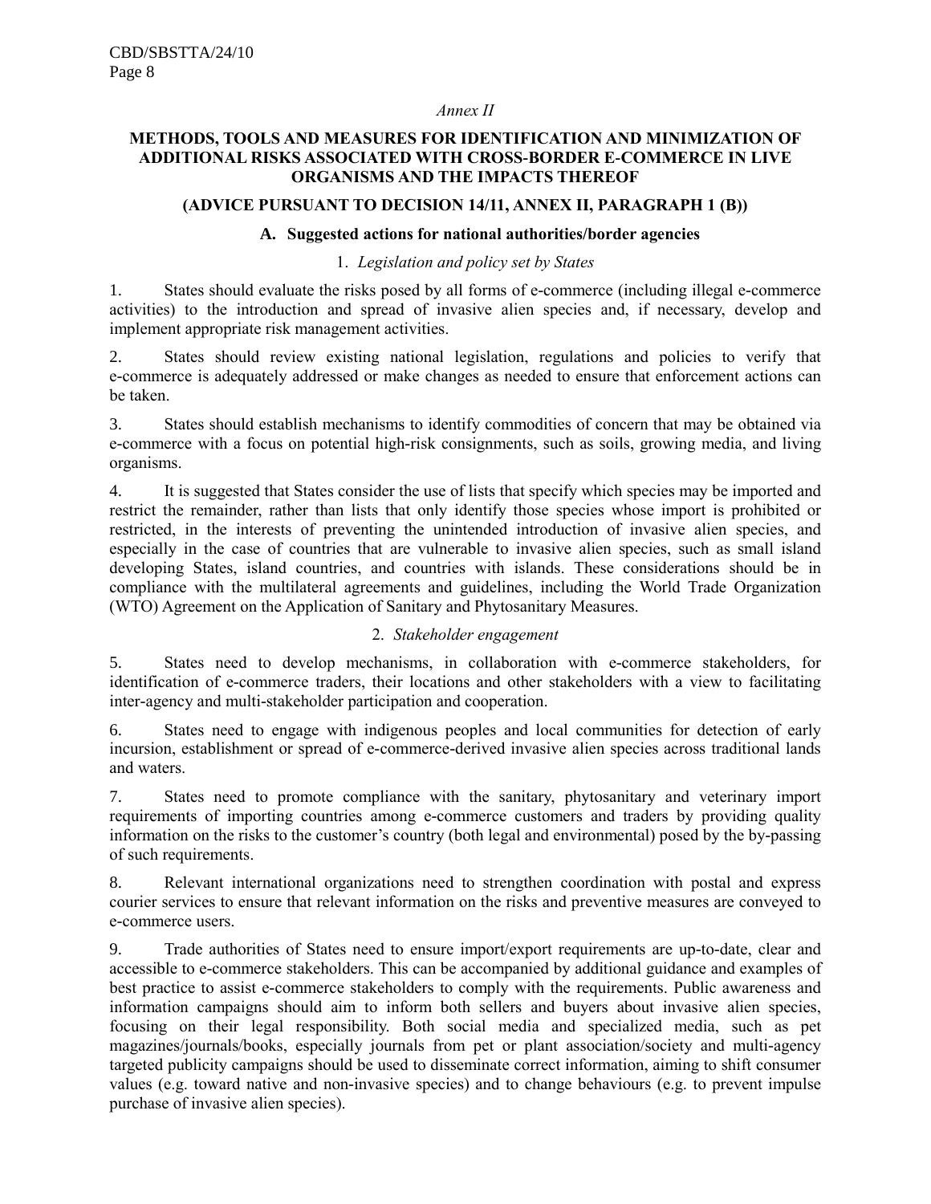*Annex II*

## METHODS, TOOLS AND MEASURES FOR IDENTIFICATION AND MINIMIZATION OF ADDITIONAL RISKS ASSOCIATED WITH CROSS-BORDER E-COMMERCE IN LIVE ORGANISMS AND THE IMPACTS THEREOF

## (ADVICE PURSUANT TO DECISION 14/11, ANNEX II, PARAGRAPH 1 (B))

### A. Suggested actions for national authorities/border agencies

#### 1. *Legislation and policy set by States*

1. States should evaluate the risks posed by all forms of e-commerce (including illegal e-commerce activities) to the introduction and spread of invasive alien species and, if necessary, develop and implement appropriate risk management activities.

2. States should review existing national legislation, regulations and policies to verify that e-commerce is adequately addressed or make changes as needed to ensure that enforcement actions can be taken.

3. States should establish mechanisms to identify commodities of concern that may be obtained via e-commerce with a focus on potential high-risk consignments, such as soils, growing media, and living organisms.

4. It is suggested that States consider the use of lists that specify which species may be imported and restrict the remainder, rather than lists that only identify those species whose import is prohibited or restricted, in the interests of preventing the unintended introduction of invasive alien species, and especially in the case of countries that are vulnerable to invasive alien species, such as small island developing States, island countries, and countries with islands. These considerations should be in compliance with the multilateral agreements and guidelines, including the World Trade Organization (WTO) Agreement on the Application of Sanitary and Phytosanitary Measures.

#### 2. *Stakeholder engagement*

5. States need to develop mechanisms, in collaboration with e-commerce stakeholders, for identification of e-commerce traders, their locations and other stakeholders with a view to facilitating inter-agency and multi-stakeholder participation and cooperation.

6. States need to engage with indigenous peoples and local communities for detection of early incursion, establishment or spread of e-commerce-derived invasive alien species across traditional lands and waters.

7. States need to promote compliance with the sanitary, phytosanitary and veterinary import requirements of importing countries among e-commerce customers and traders by providing quality information on the risks to the customer's country (both legal and environmental) posed by the by-passing of such requirements.

8. Relevant international organizations need to strengthen coordination with postal and express courier services to ensure that relevant information on the risks and preventive measures are conveyed to e-commerce users.

9. Trade authorities of States need to ensure import/export requirements are up-to-date, clear and accessible to e-commerce stakeholders. This can be accompanied by additional guidance and examples of best practice to assist e-commerce stakeholders to comply with the requirements. Public awareness and information campaigns should aim to inform both sellers and buyers about invasive alien species, focusing on their legal responsibility. Both social media and specialized media, such as pet magazines/journals/books, especially journals from pet or plant association/society and multi-agency targeted publicity campaigns should be used to disseminate correct information, aiming to shift consumer values (e.g. toward native and non-invasive species) and to change behaviours (e.g. to prevent impulse purchase of invasive alien species).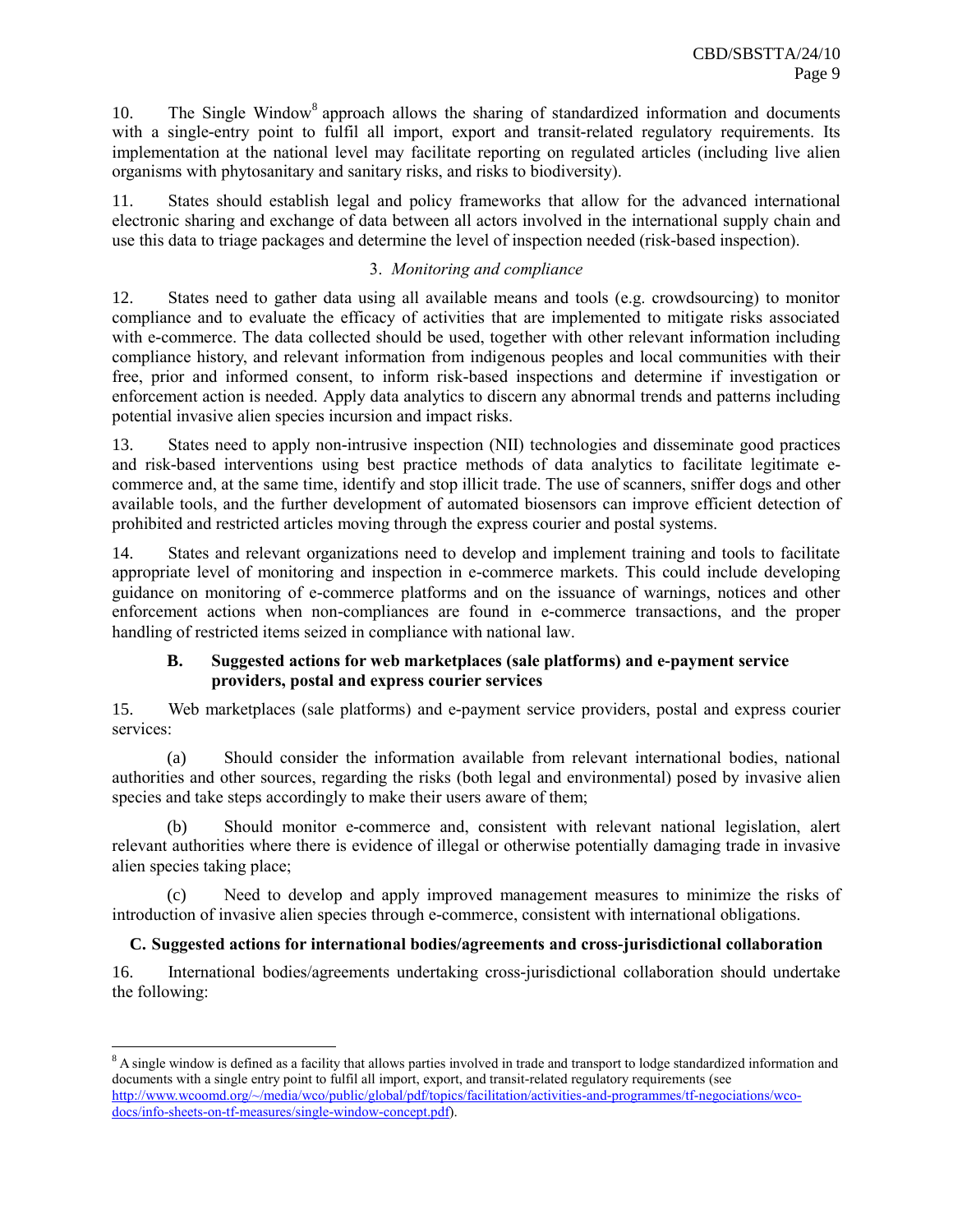10. The Single Window[8] approach allows the sharing of standardized information and documents with a single-entry point to fulfil all import, export and transit-related regulatory requirements. Its implementation at the national level may facilitate reporting on regulated articles (including live alien organisms with phytosanitary and sanitary risks, and risks to biodiversity).

11. States should establish legal and policy frameworks that allow for the advanced international electronic sharing and exchange of data between all actors involved in the international supply chain and use this data to triage packages and determine the level of inspection needed (risk-based inspection).

### 3. *Monitoring and compliance*

12. States need to gather data using all available means and tools (e.g. crowdsourcing) to monitor compliance and to evaluate the efficacy of activities that are implemented to mitigate risks associated with e-commerce. The data collected should be used, together with other relevant information including compliance history, and relevant information from indigenous peoples and local communities with their free, prior and informed consent, to inform risk-based inspections and determine if investigation or enforcement action is needed. Apply data analytics to discern any abnormal trends and patterns including potential invasive alien species incursion and impact risks.

13. States need to apply non-intrusive inspection (NII) technologies and disseminate good practices and risk-based interventions using best practice methods of data analytics to facilitate legitimate e-commerce and, at the same time, identify and stop illicit trade. The use of scanners, sniffer dogs and other available tools, and the further development of automated biosensors can improve efficient detection of prohibited and restricted articles moving through the express courier and postal systems.

14. States and relevant organizations need to develop and implement training and tools to facilitate appropriate level of monitoring and inspection in e-commerce markets. This could include developing guidance on monitoring of e-commerce platforms and on the issuance of warnings, notices and other enforcement actions when non-compliances are found in e-commerce transactions, and the proper handling of restricted items seized in compliance with national law.

## B. Suggested actions for web marketplaces (sale platforms) and e-payment service providers, postal and express courier services

15. Web marketplaces (sale platforms) and e-payment service providers, postal and express courier services:

(a) Should consider the information available from relevant international bodies, national authorities and other sources, regarding the risks (both legal and environmental) posed by invasive alien species and take steps accordingly to make their users aware of them;

(b) Should monitor e-commerce and, consistent with relevant national legislation, alert relevant authorities where there is evidence of illegal or otherwise potentially damaging trade in invasive alien species taking place;

(c) Need to develop and apply improved management measures to minimize the risks of introduction of invasive alien species through e-commerce, consistent with international obligations.

## C. Suggested actions for international bodies/agreements and cross-jurisdictional collaboration

16. International bodies/agreements undertaking cross-jurisdictional collaboration should undertake the following:

---

[8] A single window is defined as a facility that allows parties involved in trade and transport to lodge standardized information and documents with a single entry point to fulfil all import, export, and transit-related regulatory requirements (see http://www.wcoomd.org/~/media/wco/public/global/pdf/topics/facilitation/activities-and-programmes/tf-negociations/wco-docs/info-sheets-on-tf-measures/single-window-concept.pdf).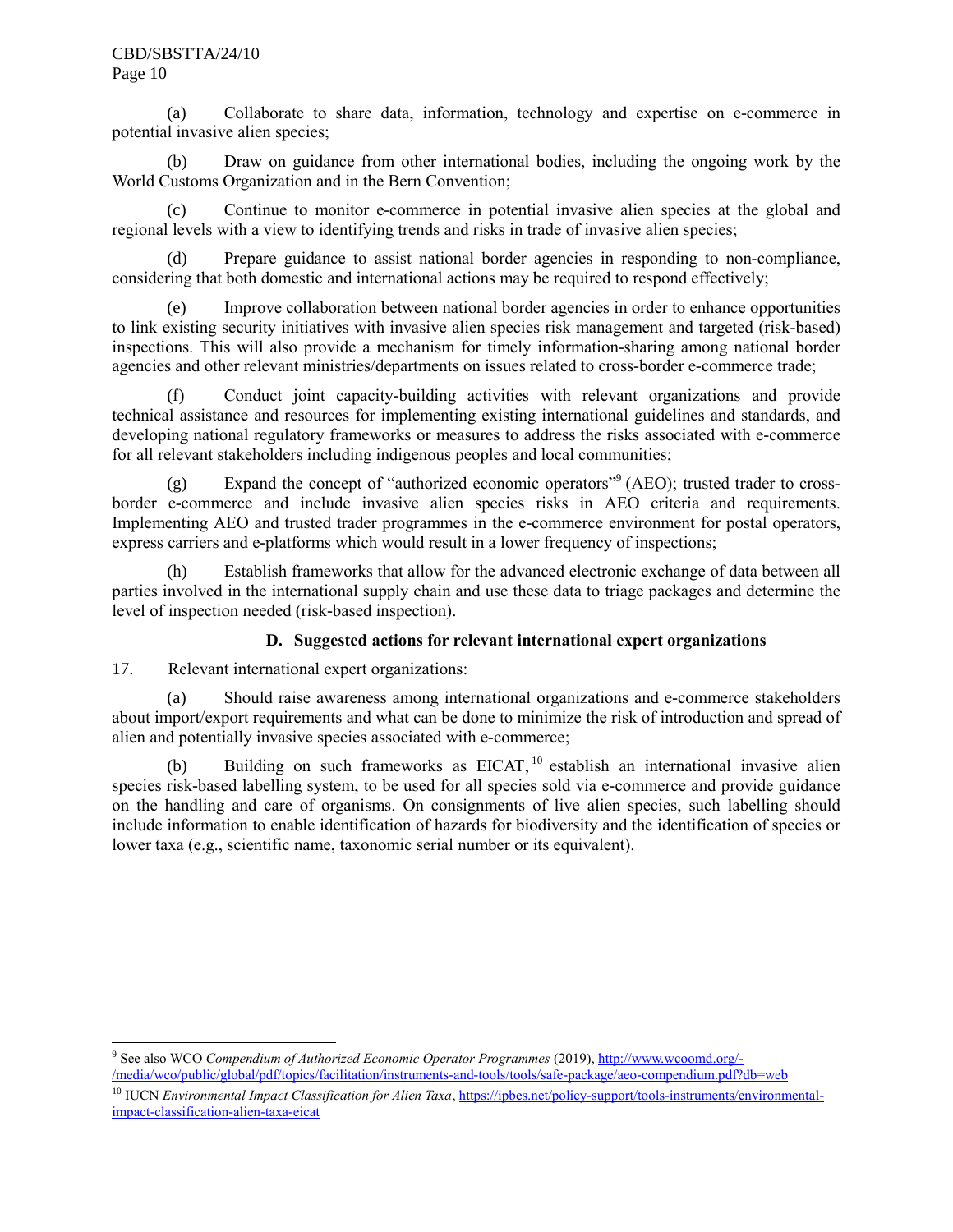(a) Collaborate to share data, information, technology and expertise on e-commerce in potential invasive alien species;

(b) Draw on guidance from other international bodies, including the ongoing work by the World Customs Organization and in the Bern Convention;

(c) Continue to monitor e-commerce in potential invasive alien species at the global and regional levels with a view to identifying trends and risks in trade of invasive alien species;

(d) Prepare guidance to assist national border agencies in responding to non-compliance, considering that both domestic and international actions may be required to respond effectively;

(e) Improve collaboration between national border agencies in order to enhance opportunities to link existing security initiatives with invasive alien species risk management and targeted (risk-based) inspections. This will also provide a mechanism for timely information-sharing among national border agencies and other relevant ministries/departments on issues related to cross-border e-commerce trade;

(f) Conduct joint capacity-building activities with relevant organizations and provide technical assistance and resources for implementing existing international guidelines and standards, and developing national regulatory frameworks or measures to address the risks associated with e-commerce for all relevant stakeholders including indigenous peoples and local communities;

(g) Expand the concept of "authorized economic operators"[9] (AEO); trusted trader to cross-border e-commerce and include invasive alien species risks in AEO criteria and requirements. Implementing AEO and trusted trader programmes in the e-commerce environment for postal operators, express carriers and e-platforms which would result in a lower frequency of inspections;

(h) Establish frameworks that allow for the advanced electronic exchange of data between all parties involved in the international supply chain and use these data to triage packages and determine the level of inspection needed (risk-based inspection).

### D. Suggested actions for relevant international expert organizations

17. Relevant international expert organizations:

(a) Should raise awareness among international organizations and e-commerce stakeholders about import/export requirements and what can be done to minimize the risk of introduction and spread of alien and potentially invasive species associated with e-commerce;

(b) Building on such frameworks as EICAT,[10] establish an international invasive alien species risk-based labelling system, to be used for all species sold via e-commerce and provide guidance on the handling and care of organisms. On consignments of live alien species, such labelling should include information to enable identification of hazards for biodiversity and the identification of species or lower taxa (e.g., scientific name, taxonomic serial number or its equivalent).

---

[9] See also WCO *Compendium of Authorized Economic Operator Programmes* (2019), http://www.wcoomd.org/-/media/wco/public/global/pdf/topics/facilitation/instruments-and-tools/tools/safe-package/aeo-compendium.pdf?db=web

[10] IUCN *Environmental Impact Classification for Alien Taxa*, https://ipbes.net/policy-support/tools-instruments/environmental-impact-classification-alien-taxa-eicat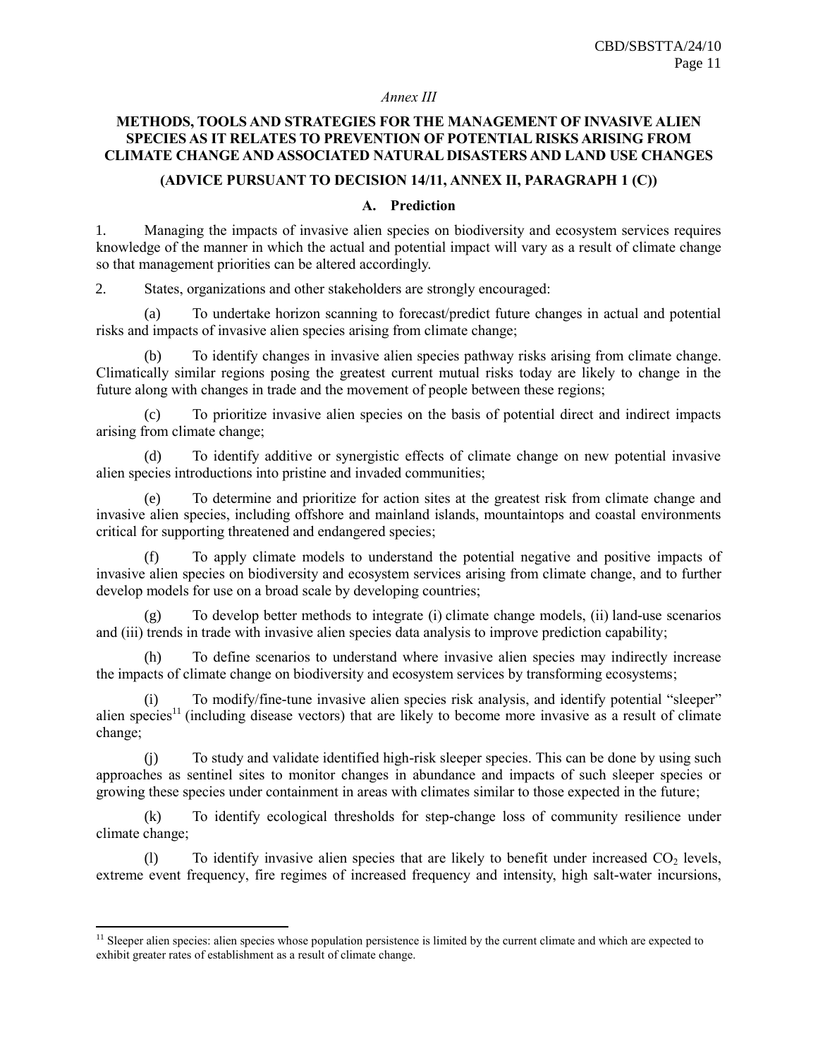*Annex III*

## METHODS, TOOLS AND STRATEGIES FOR THE MANAGEMENT OF INVASIVE ALIEN SPECIES AS IT RELATES TO PREVENTION OF POTENTIAL RISKS ARISING FROM CLIMATE CHANGE AND ASSOCIATED NATURAL DISASTERS AND LAND USE CHANGES

### (ADVICE PURSUANT TO DECISION 14/11, ANNEX II, PARAGRAPH 1 (C))

### A. Prediction

1. Managing the impacts of invasive alien species on biodiversity and ecosystem services requires knowledge of the manner in which the actual and potential impact will vary as a result of climate change so that management priorities can be altered accordingly.

2. States, organizations and other stakeholders are strongly encouraged:

(a) To undertake horizon scanning to forecast/predict future changes in actual and potential risks and impacts of invasive alien species arising from climate change;

(b) To identify changes in invasive alien species pathway risks arising from climate change. Climatically similar regions posing the greatest current mutual risks today are likely to change in the future along with changes in trade and the movement of people between these regions;

(c) To prioritize invasive alien species on the basis of potential direct and indirect impacts arising from climate change;

(d) To identify additive or synergistic effects of climate change on new potential invasive alien species introductions into pristine and invaded communities;

(e) To determine and prioritize for action sites at the greatest risk from climate change and invasive alien species, including offshore and mainland islands, mountaintops and coastal environments critical for supporting threatened and endangered species;

(f) To apply climate models to understand the potential negative and positive impacts of invasive alien species on biodiversity and ecosystem services arising from climate change, and to further develop models for use on a broad scale by developing countries;

(g) To develop better methods to integrate (i) climate change models, (ii) land-use scenarios and (iii) trends in trade with invasive alien species data analysis to improve prediction capability;

(h) To define scenarios to understand where invasive alien species may indirectly increase the impacts of climate change on biodiversity and ecosystem services by transforming ecosystems;

(i) To modify/fine-tune invasive alien species risk analysis, and identify potential "sleeper" alien species[11] (including disease vectors) that are likely to become more invasive as a result of climate change;

(j) To study and validate identified high-risk sleeper species. This can be done by using such approaches as sentinel sites to monitor changes in abundance and impacts of such sleeper species or growing these species under containment in areas with climates similar to those expected in the future;

(k) To identify ecological thresholds for step-change loss of community resilience under climate change;

(l) To identify invasive alien species that are likely to benefit under increased $CO_2$ levels, extreme event frequency, fire regimes of increased frequency and intensity, high salt-water incursions,

---

[11] Sleeper alien species: alien species whose population persistence is limited by the current climate and which are expected to exhibit greater rates of establishment as a result of climate change.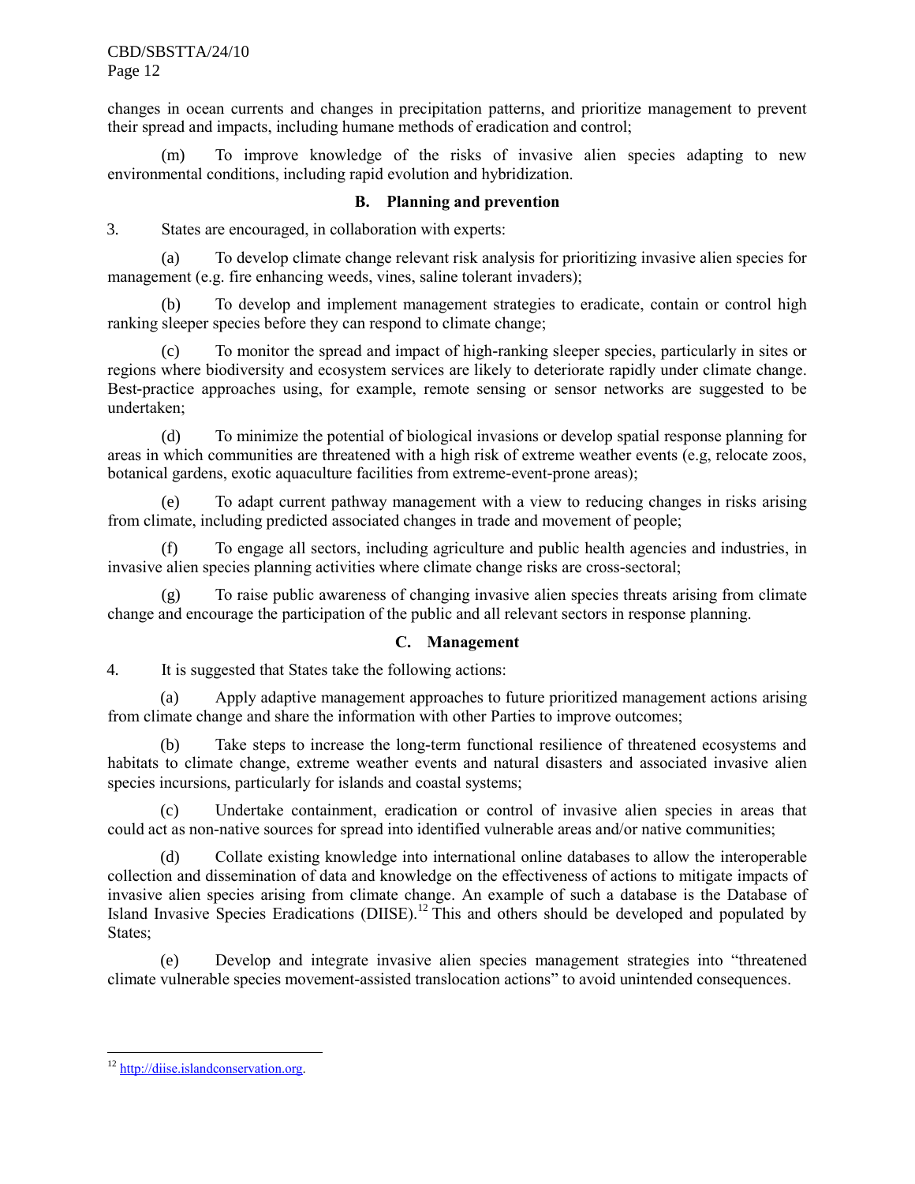changes in ocean currents and changes in precipitation patterns, and prioritize management to prevent their spread and impacts, including humane methods of eradication and control;

(m) To improve knowledge of the risks of invasive alien species adapting to new environmental conditions, including rapid evolution and hybridization.

### B. Planning and prevention

3. States are encouraged, in collaboration with experts:

(a) To develop climate change relevant risk analysis for prioritizing invasive alien species for management (e.g. fire enhancing weeds, vines, saline tolerant invaders);

(b) To develop and implement management strategies to eradicate, contain or control high ranking sleeper species before they can respond to climate change;

(c) To monitor the spread and impact of high-ranking sleeper species, particularly in sites or regions where biodiversity and ecosystem services are likely to deteriorate rapidly under climate change. Best-practice approaches using, for example, remote sensing or sensor networks are suggested to be undertaken;

(d) To minimize the potential of biological invasions or develop spatial response planning for areas in which communities are threatened with a high risk of extreme weather events (e.g, relocate zoos, botanical gardens, exotic aquaculture facilities from extreme-event-prone areas);

(e) To adapt current pathway management with a view to reducing changes in risks arising from climate, including predicted associated changes in trade and movement of people;

(f) To engage all sectors, including agriculture and public health agencies and industries, in invasive alien species planning activities where climate change risks are cross-sectoral;

(g) To raise public awareness of changing invasive alien species threats arising from climate change and encourage the participation of the public and all relevant sectors in response planning.

### C. Management

4. It is suggested that States take the following actions:

(a) Apply adaptive management approaches to future prioritized management actions arising from climate change and share the information with other Parties to improve outcomes;

(b) Take steps to increase the long-term functional resilience of threatened ecosystems and habitats to climate change, extreme weather events and natural disasters and associated invasive alien species incursions, particularly for islands and coastal systems;

(c) Undertake containment, eradication or control of invasive alien species in areas that could act as non-native sources for spread into identified vulnerable areas and/or native communities;

(d) Collate existing knowledge into international online databases to allow the interoperable collection and dissemination of data and knowledge on the effectiveness of actions to mitigate impacts of invasive alien species arising from climate change. An example of such a database is the Database of Island Invasive Species Eradications (DIISE).[12] This and others should be developed and populated by States;

(e) Develop and integrate invasive alien species management strategies into "threatened climate vulnerable species movement-assisted translocation actions" to avoid unintended consequences.

---

[12] http://diise.islandconservation.org.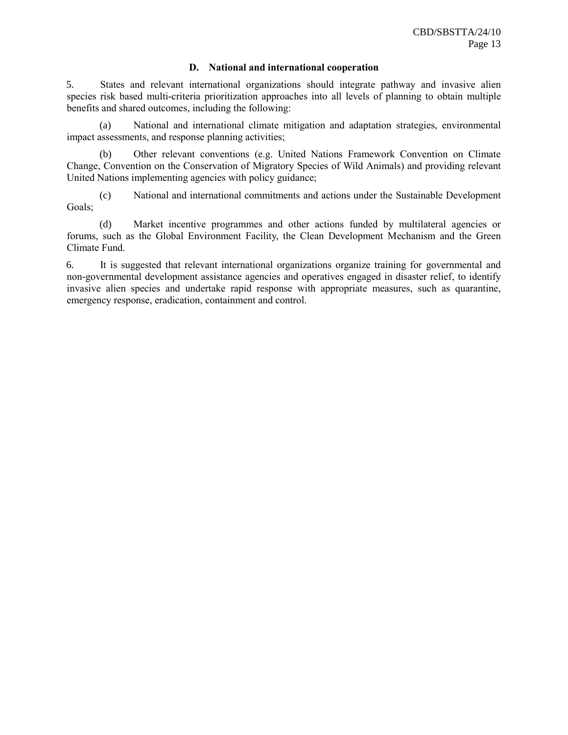### D. National and international cooperation

5. States and relevant international organizations should integrate pathway and invasive alien species risk based multi-criteria prioritization approaches into all levels of planning to obtain multiple benefits and shared outcomes, including the following:

(a) National and international climate mitigation and adaptation strategies, environmental impact assessments, and response planning activities;

(b) Other relevant conventions (e.g. United Nations Framework Convention on Climate Change, Convention on the Conservation of Migratory Species of Wild Animals) and providing relevant United Nations implementing agencies with policy guidance;

(c) National and international commitments and actions under the Sustainable Development Goals;

(d) Market incentive programmes and other actions funded by multilateral agencies or forums, such as the Global Environment Facility, the Clean Development Mechanism and the Green Climate Fund.

6. It is suggested that relevant international organizations organize training for governmental and non-governmental development assistance agencies and operatives engaged in disaster relief, to identify invasive alien species and undertake rapid response with appropriate measures, such as quarantine, emergency response, eradication, containment and control.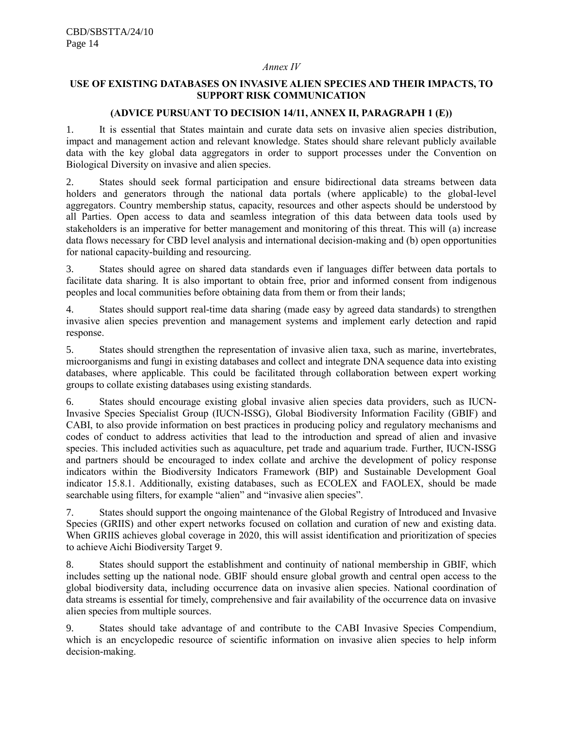*Annex IV*

## USE OF EXISTING DATABASES ON INVASIVE ALIEN SPECIES AND THEIR IMPACTS, TO SUPPORT RISK COMMUNICATION

### (ADVICE PURSUANT TO DECISION 14/11, ANNEX II, PARAGRAPH 1 (E))

1. It is essential that States maintain and curate data sets on invasive alien species distribution, impact and management action and relevant knowledge. States should share relevant publicly available data with the key global data aggregators in order to support processes under the Convention on Biological Diversity on invasive and alien species.

2. States should seek formal participation and ensure bidirectional data streams between data holders and generators through the national data portals (where applicable) to the global-level aggregators. Country membership status, capacity, resources and other aspects should be understood by all Parties. Open access to data and seamless integration of this data between data tools used by stakeholders is an imperative for better management and monitoring of this threat. This will (a) increase data flows necessary for CBD level analysis and international decision-making and (b) open opportunities for national capacity-building and resourcing.

3. States should agree on shared data standards even if languages differ between data portals to facilitate data sharing. It is also important to obtain free, prior and informed consent from indigenous peoples and local communities before obtaining data from them or from their lands;

4. States should support real-time data sharing (made easy by agreed data standards) to strengthen invasive alien species prevention and management systems and implement early detection and rapid response.

5. States should strengthen the representation of invasive alien taxa, such as marine, invertebrates, microorganisms and fungi in existing databases and collect and integrate DNA sequence data into existing databases, where applicable. This could be facilitated through collaboration between expert working groups to collate existing databases using existing standards.

6. States should encourage existing global invasive alien species data providers, such as IUCN-Invasive Species Specialist Group (IUCN-ISSG), Global Biodiversity Information Facility (GBIF) and CABI, to also provide information on best practices in producing policy and regulatory mechanisms and codes of conduct to address activities that lead to the introduction and spread of alien and invasive species. This included activities such as aquaculture, pet trade and aquarium trade. Further, IUCN-ISSG and partners should be encouraged to index collate and archive the development of policy response indicators within the Biodiversity Indicators Framework (BIP) and Sustainable Development Goal indicator 15.8.1. Additionally, existing databases, such as ECOLEX and FAOLEX, should be made searchable using filters, for example "alien" and "invasive alien species".

7. States should support the ongoing maintenance of the Global Registry of Introduced and Invasive Species (GRIIS) and other expert networks focused on collation and curation of new and existing data. When GRIIS achieves global coverage in 2020, this will assist identification and prioritization of species to achieve Aichi Biodiversity Target 9.

8. States should support the establishment and continuity of national membership in GBIF, which includes setting up the national node. GBIF should ensure global growth and central open access to the global biodiversity data, including occurrence data on invasive alien species. National coordination of data streams is essential for timely, comprehensive and fair availability of the occurrence data on invasive alien species from multiple sources.

9. States should take advantage of and contribute to the CABI Invasive Species Compendium, which is an encyclopedic resource of scientific information on invasive alien species to help inform decision-making.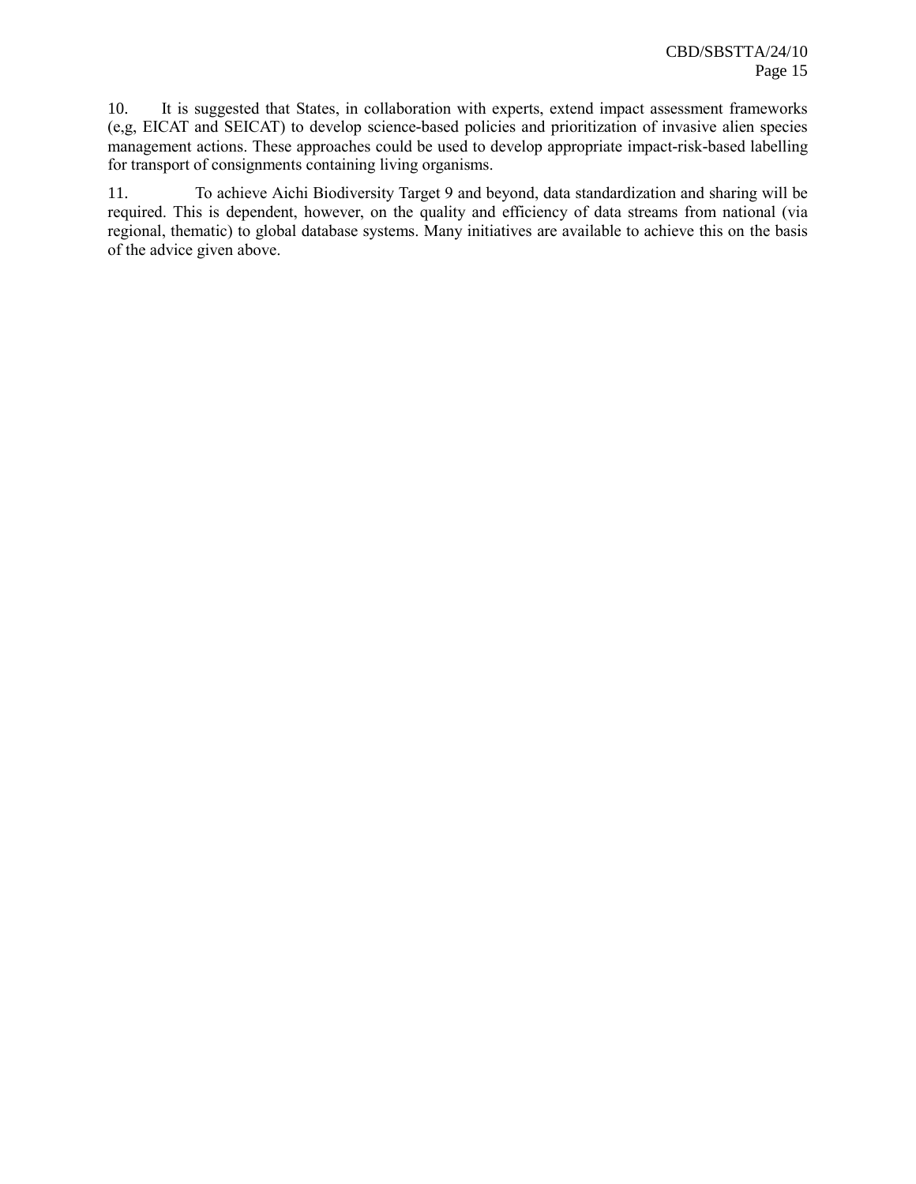10. It is suggested that States, in collaboration with experts, extend impact assessment frameworks (e,g, EICAT and SEICAT) to develop science-based policies and prioritization of invasive alien species management actions. These approaches could be used to develop appropriate impact-risk-based labelling for transport of consignments containing living organisms.

11. To achieve Aichi Biodiversity Target 9 and beyond, data standardization and sharing will be required. This is dependent, however, on the quality and efficiency of data streams from national (via regional, thematic) to global database systems. Many initiatives are available to achieve this on the basis of the advice given above.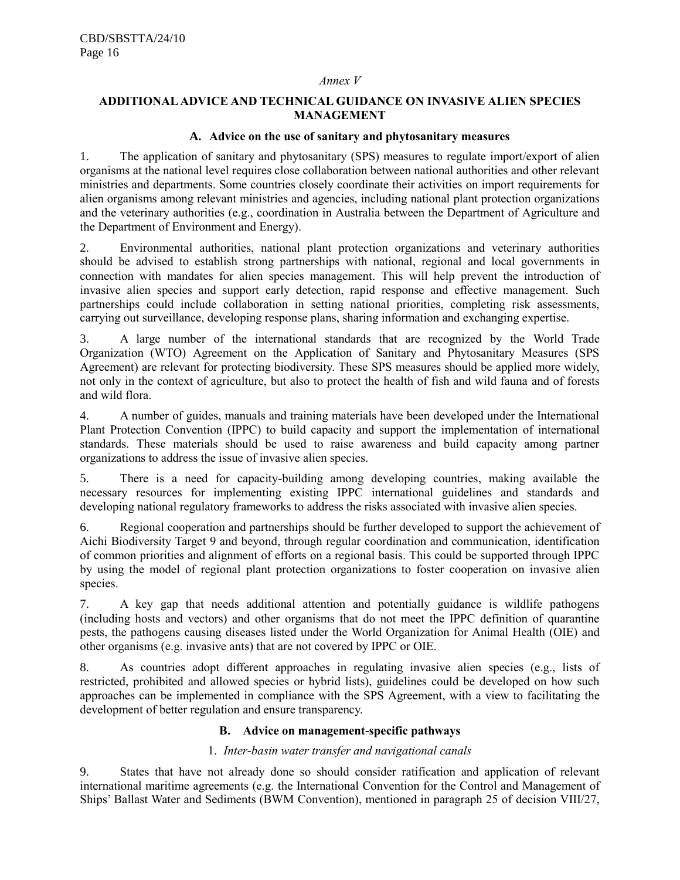*Annex V*

## ADDITIONAL ADVICE AND TECHNICAL GUIDANCE ON INVASIVE ALIEN SPECIES MANAGEMENT

### A. Advice on the use of sanitary and phytosanitary measures

1. The application of sanitary and phytosanitary (SPS) measures to regulate import/export of alien organisms at the national level requires close collaboration between national authorities and other relevant ministries and departments. Some countries closely coordinate their activities on import requirements for alien organisms among relevant ministries and agencies, including national plant protection organizations and the veterinary authorities (e.g., coordination in Australia between the Department of Agriculture and the Department of Environment and Energy).

2. Environmental authorities, national plant protection organizations and veterinary authorities should be advised to establish strong partnerships with national, regional and local governments in connection with mandates for alien species management. This will help prevent the introduction of invasive alien species and support early detection, rapid response and effective management. Such partnerships could include collaboration in setting national priorities, completing risk assessments, carrying out surveillance, developing response plans, sharing information and exchanging expertise.

3. A large number of the international standards that are recognized by the World Trade Organization (WTO) Agreement on the Application of Sanitary and Phytosanitary Measures (SPS Agreement) are relevant for protecting biodiversity. These SPS measures should be applied more widely, not only in the context of agriculture, but also to protect the health of fish and wild fauna and of forests and wild flora.

4. A number of guides, manuals and training materials have been developed under the International Plant Protection Convention (IPPC) to build capacity and support the implementation of international standards. These materials should be used to raise awareness and build capacity among partner organizations to address the issue of invasive alien species.

5. There is a need for capacity-building among developing countries, making available the necessary resources for implementing existing IPPC international guidelines and standards and developing national regulatory frameworks to address the risks associated with invasive alien species.

6. Regional cooperation and partnerships should be further developed to support the achievement of Aichi Biodiversity Target 9 and beyond, through regular coordination and communication, identification of common priorities and alignment of efforts on a regional basis. This could be supported through IPPC by using the model of regional plant protection organizations to foster cooperation on invasive alien species.

7. A key gap that needs additional attention and potentially guidance is wildlife pathogens (including hosts and vectors) and other organisms that do not meet the IPPC definition of quarantine pests, the pathogens causing diseases listed under the World Organization for Animal Health (OIE) and other organisms (e.g. invasive ants) that are not covered by IPPC or OIE.

8. As countries adopt different approaches in regulating invasive alien species (e.g., lists of restricted, prohibited and allowed species or hybrid lists), guidelines could be developed on how such approaches can be implemented in compliance with the SPS Agreement, with a view to facilitating the development of better regulation and ensure transparency.

### B. Advice on management-specific pathways

#### 1. *Inter-basin water transfer and navigational canals*

9. States that have not already done so should consider ratification and application of relevant international maritime agreements (e.g. the International Convention for the Control and Management of Ships' Ballast Water and Sediments (BWM Convention), mentioned in paragraph 25 of decision VIII/27,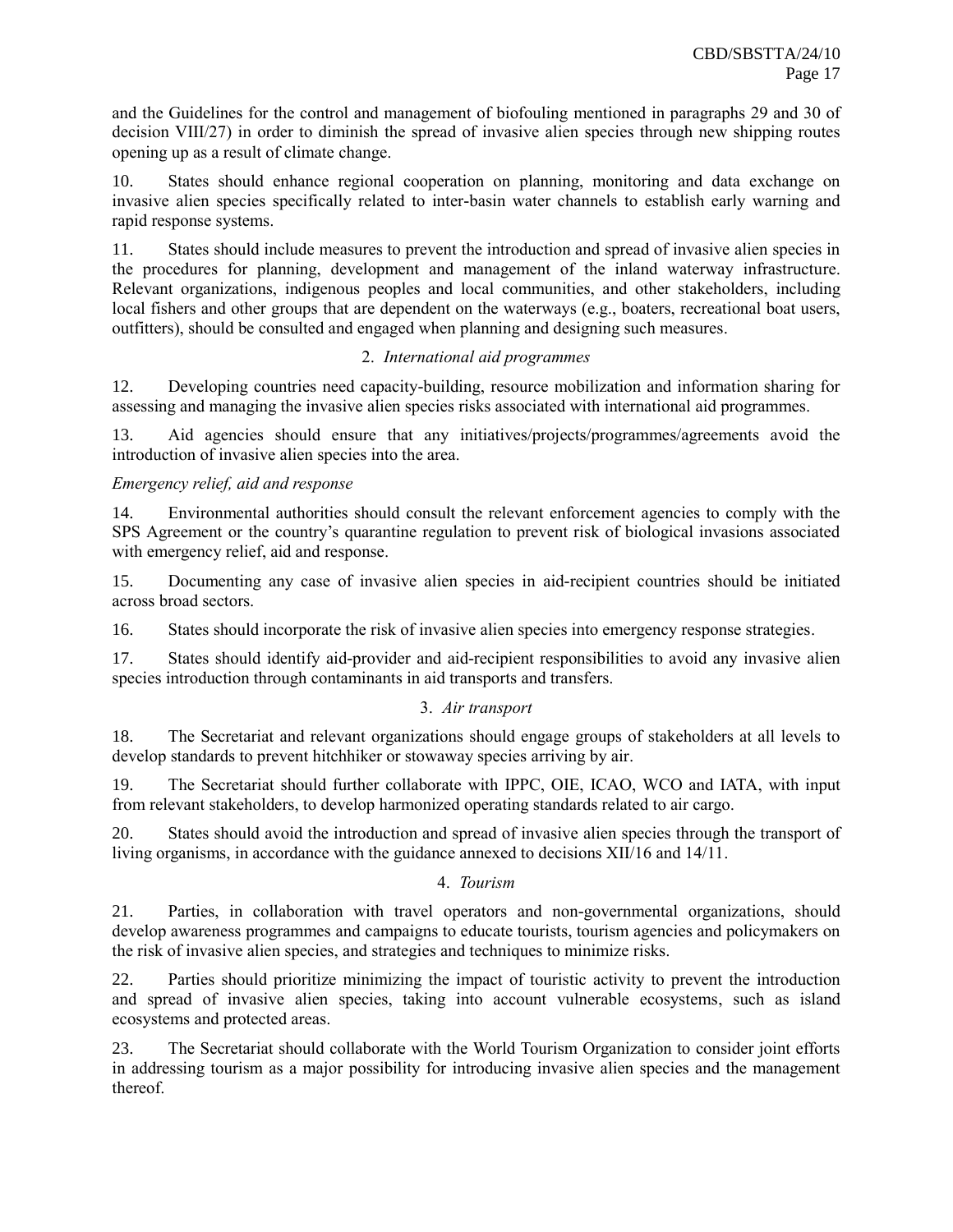and the Guidelines for the control and management of biofouling mentioned in paragraphs 29 and 30 of decision VIII/27) in order to diminish the spread of invasive alien species through new shipping routes opening up as a result of climate change.

10. States should enhance regional cooperation on planning, monitoring and data exchange on invasive alien species specifically related to inter-basin water channels to establish early warning and rapid response systems.

11. States should include measures to prevent the introduction and spread of invasive alien species in the procedures for planning, development and management of the inland waterway infrastructure. Relevant organizations, indigenous peoples and local communities, and other stakeholders, including local fishers and other groups that are dependent on the waterways (e.g., boaters, recreational boat users, outfitters), should be consulted and engaged when planning and designing such measures.

### 2. *International aid programmes*

12. Developing countries need capacity-building, resource mobilization and information sharing for assessing and managing the invasive alien species risks associated with international aid programmes.

13. Aid agencies should ensure that any initiatives/projects/programmes/agreements avoid the introduction of invasive alien species into the area.

*Emergency relief, aid and response*

14. Environmental authorities should consult the relevant enforcement agencies to comply with the SPS Agreement or the country's quarantine regulation to prevent risk of biological invasions associated with emergency relief, aid and response.

15. Documenting any case of invasive alien species in aid-recipient countries should be initiated across broad sectors.

16. States should incorporate the risk of invasive alien species into emergency response strategies.

17. States should identify aid-provider and aid-recipient responsibilities to avoid any invasive alien species introduction through contaminants in aid transports and transfers.

### 3. *Air transport*

18. The Secretariat and relevant organizations should engage groups of stakeholders at all levels to develop standards to prevent hitchhiker or stowaway species arriving by air.

19. The Secretariat should further collaborate with IPPC, OIE, ICAO, WCO and IATA, with input from relevant stakeholders, to develop harmonized operating standards related to air cargo.

20. States should avoid the introduction and spread of invasive alien species through the transport of living organisms, in accordance with the guidance annexed to decisions XII/16 and 14/11.

### 4. *Tourism*

21. Parties, in collaboration with travel operators and non-governmental organizations, should develop awareness programmes and campaigns to educate tourists, tourism agencies and policymakers on the risk of invasive alien species, and strategies and techniques to minimize risks.

22. Parties should prioritize minimizing the impact of touristic activity to prevent the introduction and spread of invasive alien species, taking into account vulnerable ecosystems, such as island ecosystems and protected areas.

23. The Secretariat should collaborate with the World Tourism Organization to consider joint efforts in addressing tourism as a major possibility for introducing invasive alien species and the management thereof.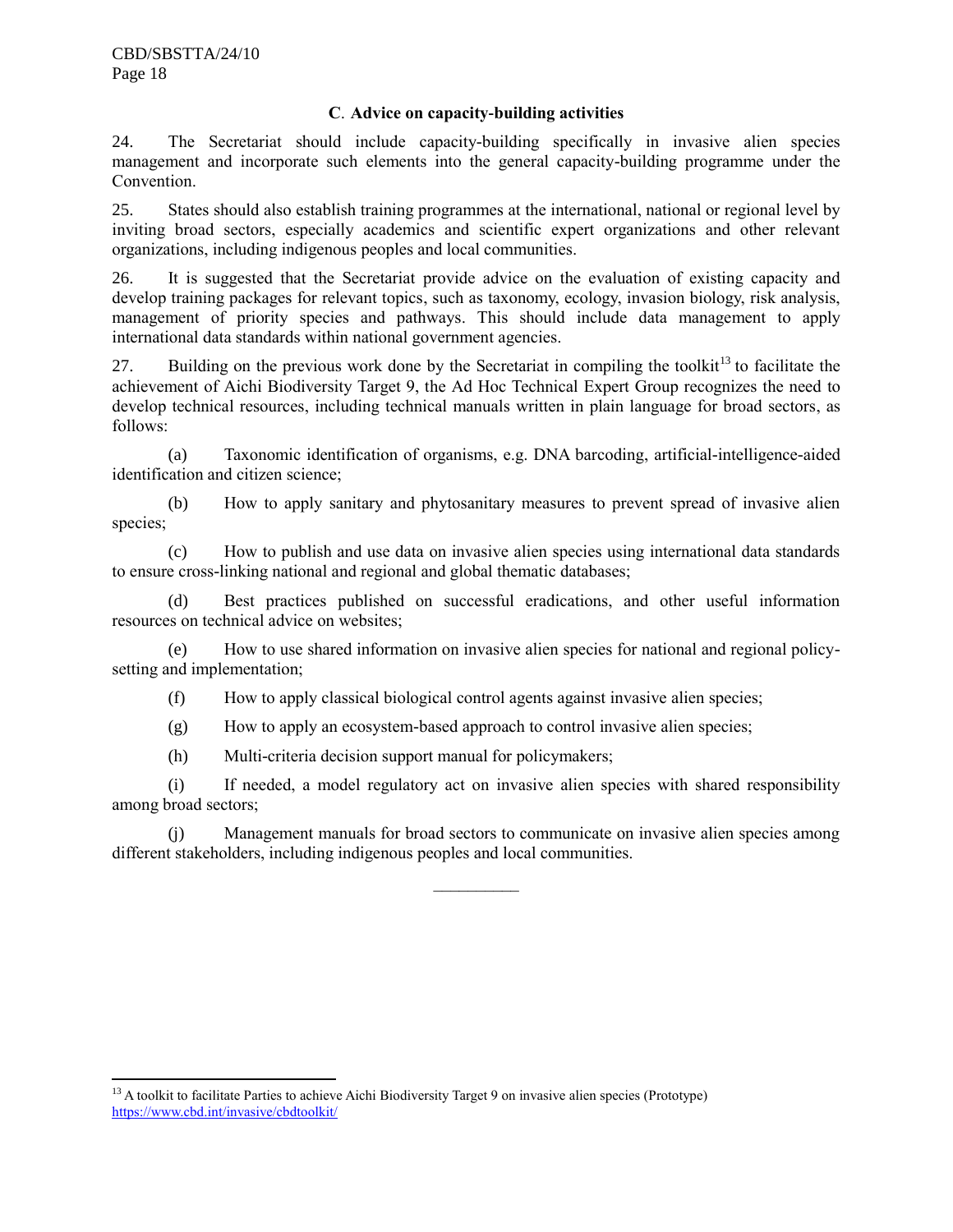### C. Advice on capacity-building activities

24. The Secretariat should include capacity-building specifically in invasive alien species management and incorporate such elements into the general capacity-building programme under the Convention.

25. States should also establish training programmes at the international, national or regional level by inviting broad sectors, especially academics and scientific expert organizations and other relevant organizations, including indigenous peoples and local communities.

26. It is suggested that the Secretariat provide advice on the evaluation of existing capacity and develop training packages for relevant topics, such as taxonomy, ecology, invasion biology, risk analysis, management of priority species and pathways. This should include data management to apply international data standards within national government agencies.

27. Building on the previous work done by the Secretariat in compiling the toolkit[13] to facilitate the achievement of Aichi Biodiversity Target 9, the Ad Hoc Technical Expert Group recognizes the need to develop technical resources, including technical manuals written in plain language for broad sectors, as follows:

(a) Taxonomic identification of organisms, e.g. DNA barcoding, artificial-intelligence-aided identification and citizen science;

(b) How to apply sanitary and phytosanitary measures to prevent spread of invasive alien species;

(c) How to publish and use data on invasive alien species using international data standards to ensure cross-linking national and regional and global thematic databases;

(d) Best practices published on successful eradications, and other useful information resources on technical advice on websites;

(e) How to use shared information on invasive alien species for national and regional policy-setting and implementation;

(f) How to apply classical biological control agents against invasive alien species;

(g) How to apply an ecosystem-based approach to control invasive alien species;

(h) Multi-criteria decision support manual for policymakers;

(i) If needed, a model regulatory act on invasive alien species with shared responsibility among broad sectors;

(j) Management manuals for broad sectors to communicate on invasive alien species among different stakeholders, including indigenous peoples and local communities.

__________

[13] A toolkit to facilitate Parties to achieve Aichi Biodiversity Target 9 on invasive alien species (Prototype) https://www.cbd.int/invasive/cbdtoolkit/